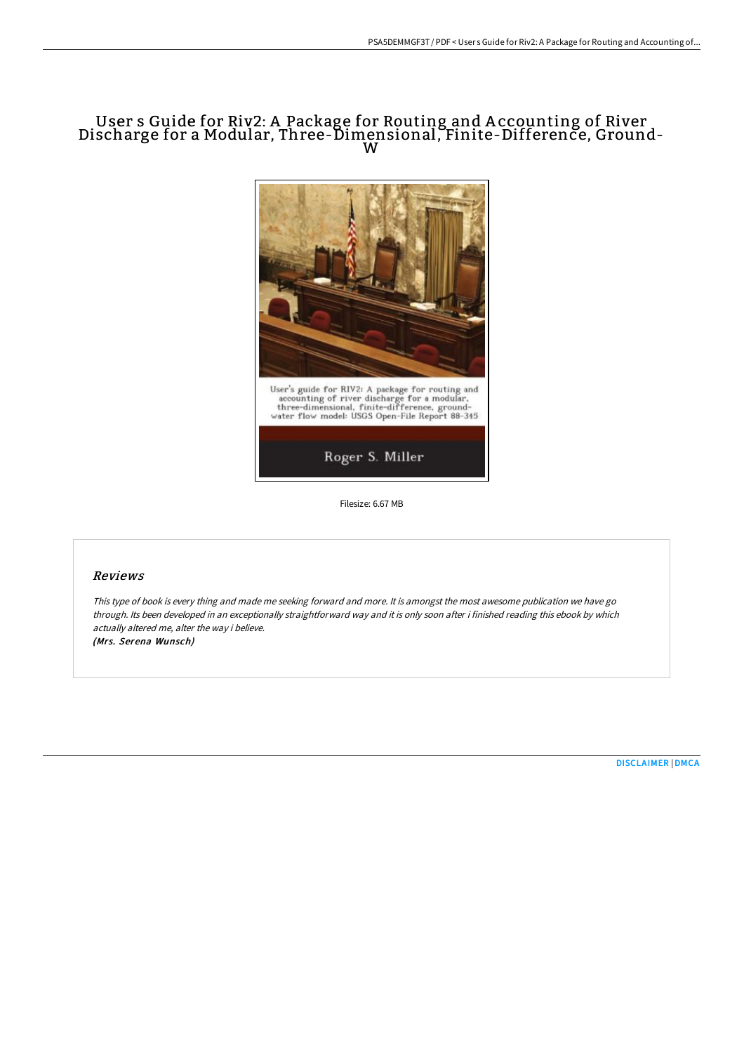# User s Guide for Riv2: A Package for Routing and Accounting of River Discharge for a Modular, Three-Dimensional, Finite-Difference, Ground-W

User's guide for RIV2: A package for routing and accounting of river discharge for a modular, three-dimensional, finite-difference, ground-water flow model: USGS Open-File Report 88-345

Roger S. Miller

Filesize: 6.67 MB

## Reviews

*This type of book is every thing and made me seeking forward and more. It is amongst the most awesome publication we have go through. Its been developed in an exceptionally straightforward way and it is only soon after i finished reading this ebook by which actually altered me, alter the way i believe.*

***(Mrs. Serena Wunsch)***

DISCLAIMER | DMCA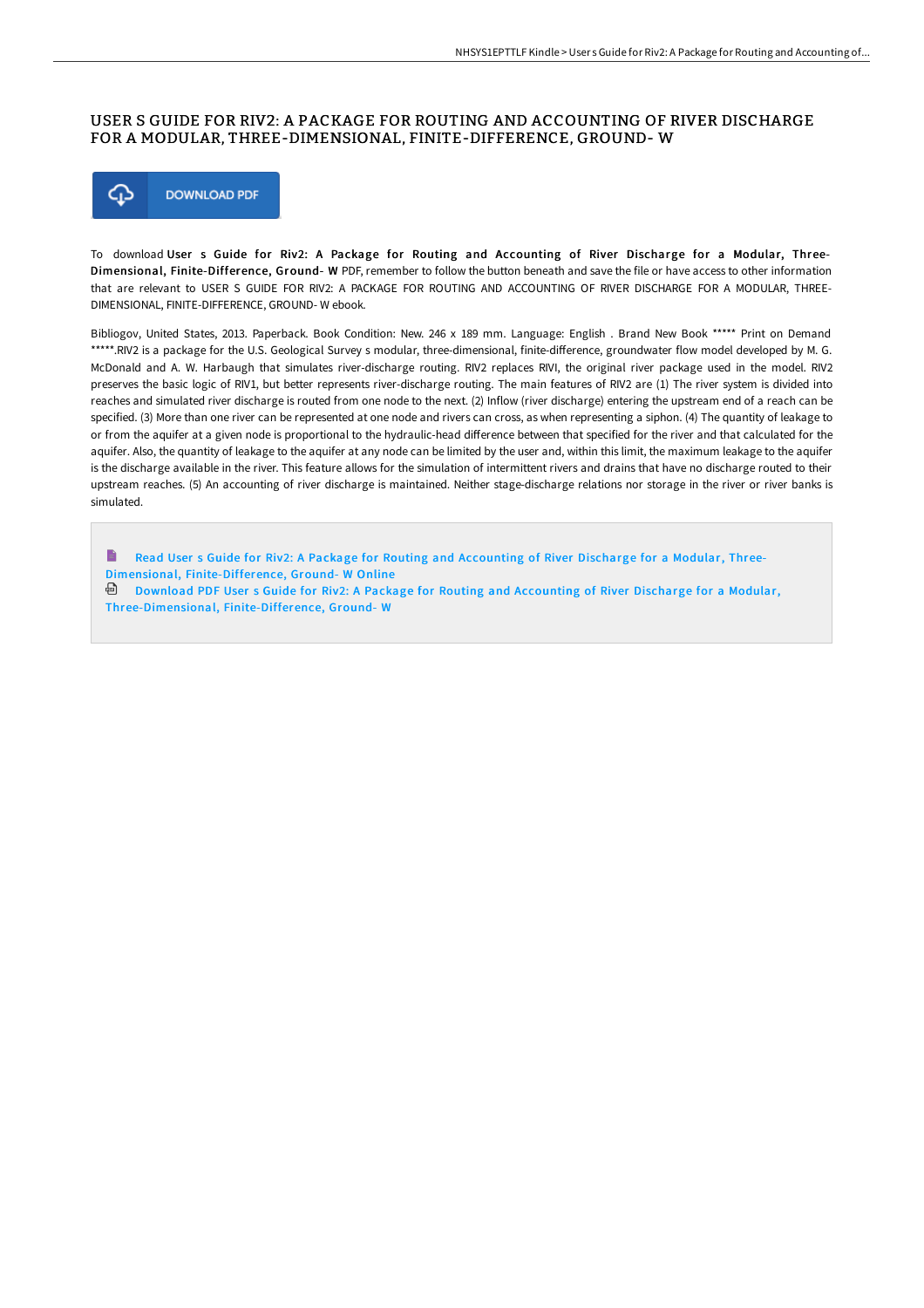# USER S GUIDE FOR RIV2: A PACKAGE FOR ROUTING AND ACCOUNTING OF RIVER DISCHARGE FOR A MODULAR, THREE-DIMENSIONAL, FINITE-DIFFERENCE, GROUND- W

DOWNLOAD PDF

To download **User s Guide for Riv2: A Package for Routing and Accounting of River Discharge for a Modular, Three-Dimensional, Finite-Difference, Ground- W** PDF, remember to follow the button beneath and save the file or have access to other information that are relevant to USER S GUIDE FOR RIV2: A PACKAGE FOR ROUTING AND ACCOUNTING OF RIVER DISCHARGE FOR A MODULAR, THREE-DIMENSIONAL, FINITE-DIFFERENCE, GROUND- W ebook.

Bibliogov, United States, 2013. Paperback. Book Condition: New. 246 x 189 mm. Language: English . Brand New Book ***** Print on Demand *****.RIV2 is a package for the U.S. Geological Survey s modular, three-dimensional, finite-difference, groundwater flow model developed by M. G. McDonald and A. W. Harbaugh that simulates river-discharge routing. RIV2 replaces RIVI, the original river package used in the model. RIV2 preserves the basic logic of RIV1, but better represents river-discharge routing. The main features of RIV2 are (1) The river system is divided into reaches and simulated river discharge is routed from one node to the next. (2) Inflow (river discharge) entering the upstream end of a reach can be specified. (3) More than one river can be represented at one node and rivers can cross, as when representing a siphon. (4) The quantity of leakage to or from the aquifer at a given node is proportional to the hydraulic-head difference between that specified for the river and that calculated for the aquifer. Also, the quantity of leakage to the aquifer at any node can be limited by the user and, within this limit, the maximum leakage to the aquifer is the discharge available in the river. This feature allows for the simulation of intermittent rivers and drains that have no discharge routed to their upstream reaches. (5) An accounting of river discharge is maintained. Neither stage-discharge relations nor storage in the river or river banks is simulated.

- Read User s Guide for Riv2: A Package for Routing and Accounting of River Discharge for a Modular, Three-Dimensional, Finite-Difference, Ground- W Online
- Download PDF User s Guide for Riv2: A Package for Routing and Accounting of River Discharge for a Modular, Three-Dimensional, Finite-Difference, Ground- W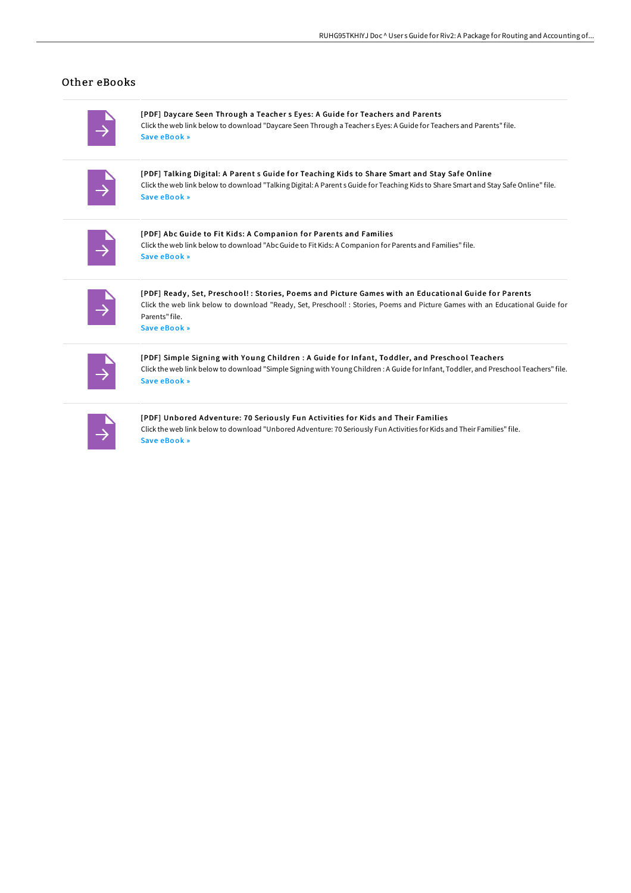## Other eBooks

**[PDF] Daycare Seen Through a Teacher s Eyes: A Guide for Teachers and Parents**
Click the web link below to download "Daycare Seen Through a Teacher s Eyes: A Guide for Teachers and Parents" file.
Save eBook »

**[PDF] Talking Digital: A Parent s Guide for Teaching Kids to Share Smart and Stay Safe Online**
Click the web link below to download "Talking Digital: A Parent s Guide for Teaching Kids to Share Smart and Stay Safe Online" file.
Save eBook »

**[PDF] Abc Guide to Fit Kids: A Companion for Parents and Families**
Click the web link below to download "Abc Guide to Fit Kids: A Companion for Parents and Families" file.
Save eBook »

**[PDF] Ready, Set, Preschool! : Stories, Poems and Picture Games with an Educational Guide for Parents**
Click the web link below to download "Ready, Set, Preschool! : Stories, Poems and Picture Games with an Educational Guide for Parents" file.
Save eBook »

**[PDF] Simple Signing with Young Children : A Guide for Infant, Toddler, and Preschool Teachers**
Click the web link below to download "Simple Signing with Young Children : A Guide for Infant, Toddler, and Preschool Teachers" file.
Save eBook »

**[PDF] Unbored Adventure: 70 Seriously Fun Activities for Kids and Their Families**
Click the web link below to download "Unbored Adventure: 70 Seriously Fun Activities for Kids and Their Families" file.
Save eBook »